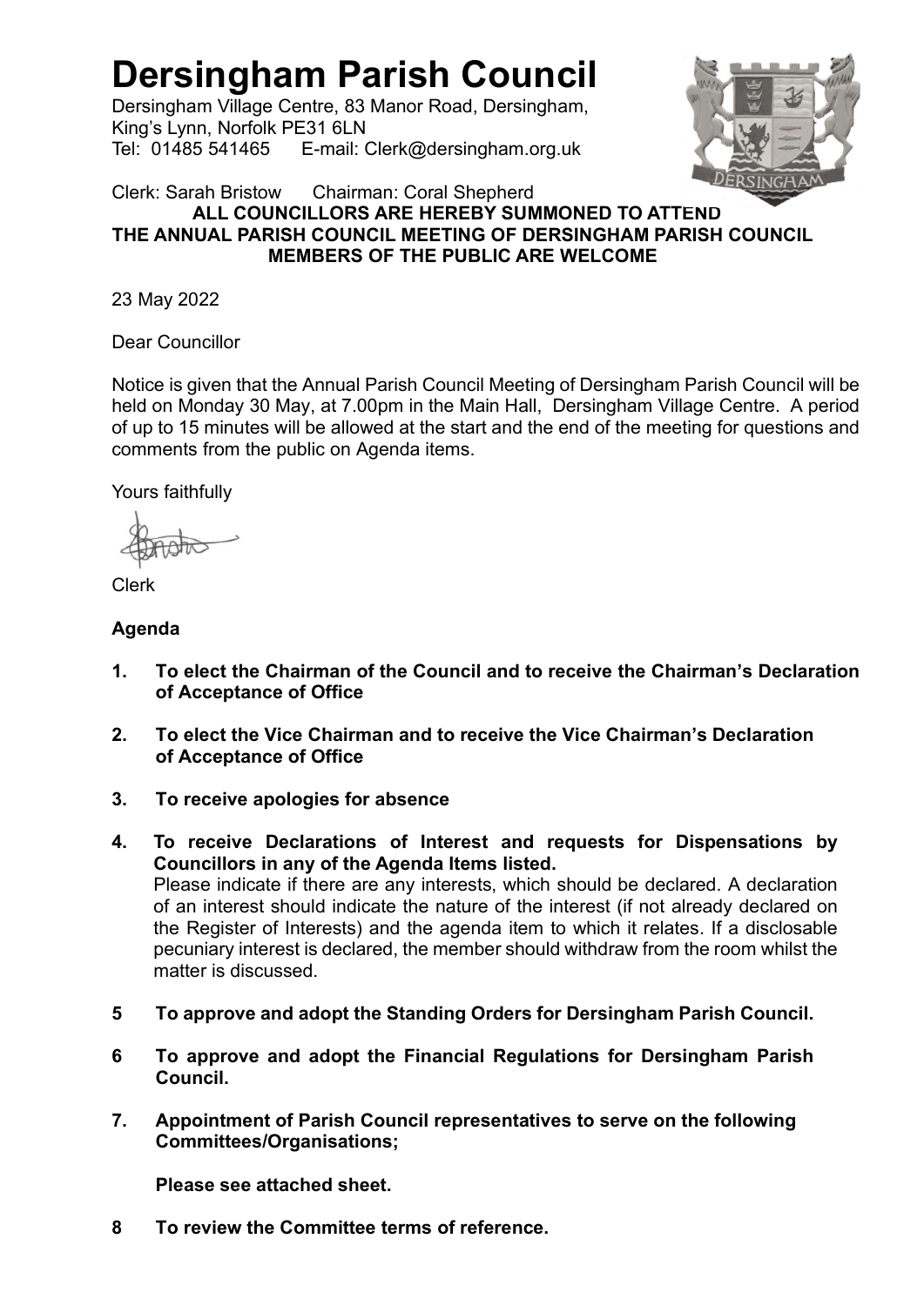# Dersingham Parish Council

Dersingham Village Centre, 83 Manor Road, Dersingham,
King's Lynn, Norfolk PE31 6LN
Tel: 01485 541465 E-mail: Clerk@dersingham.org.uk

Clerk: Sarah Bristow Chairman: Coral Shepherd

**ALL COUNCILLORS ARE HEREBY SUMMONED TO ATTEND THE ANNUAL PARISH COUNCIL MEETING OF DERSINGHAM PARISH COUNCIL MEMBERS OF THE PUBLIC ARE WELCOME**

23 May 2022

Dear Councillor

Notice is given that the Annual Parish Council Meeting of Dersingham Parish Council will be held on Monday 30 May, at 7.00pm in the Main Hall, Dersingham Village Centre. A period of up to 15 minutes will be allowed at the start and the end of the meeting for questions and comments from the public on Agenda items.

Yours faithfully

Clerk

**Agenda**

1. **To elect the Chairman of the Council and to receive the Chairman's Declaration of Acceptance of Office**

2. **To elect the Vice Chairman and to receive the Vice Chairman's Declaration of Acceptance of Office**

3. **To receive apologies for absence**

4. **To receive Declarations of Interest and requests for Dispensations by Councillors in any of the Agenda Items listed.**
   Please indicate if there are any interests, which should be declared. A declaration of an interest should indicate the nature of the interest (if not already declared on the Register of Interests) and the agenda item to which it relates. If a disclosable pecuniary interest is declared, the member should withdraw from the room whilst the matter is discussed.

5. **To approve and adopt the Standing Orders for Dersingham Parish Council.**

6. **To approve and adopt the Financial Regulations for Dersingham Parish Council.**

7. **Appointment of Parish Council representatives to serve on the following Committees/Organisations;**

   **Please see attached sheet.**

8. **To review the Committee terms of reference.**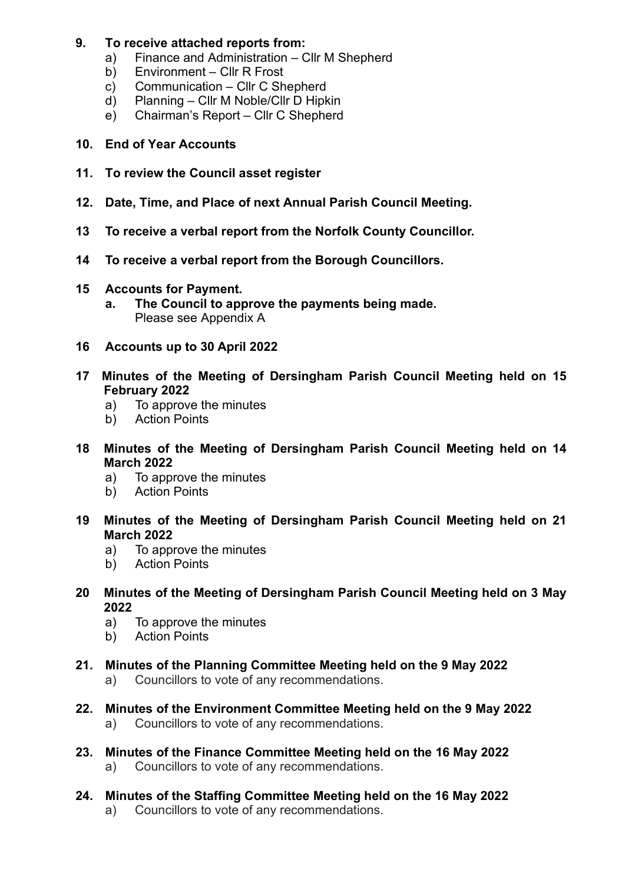**9. To receive attached reports from:**

a) Finance and Administration – Cllr M Shepherd
b) Environment – Cllr R Frost
c) Communication – Cllr C Shepherd
d) Planning – Cllr M Noble/Cllr D Hipkin
e) Chairman's Report – Cllr C Shepherd

**10. End of Year Accounts**

**11. To review the Council asset register**

**12. Date, Time, and Place of next Annual Parish Council Meeting.**

**13 To receive a verbal report from the Norfolk County Councillor.**

**14 To receive a verbal report from the Borough Councillors.**

**15 Accounts for Payment.**

**a. The Council to approve the payments being made.**
Please see Appendix A

**16 Accounts up to 30 April 2022**

**17 Minutes of the Meeting of Dersingham Parish Council Meeting held on 15 February 2022**

a) To approve the minutes
b) Action Points

**18 Minutes of the Meeting of Dersingham Parish Council Meeting held on 14 March 2022**

a) To approve the minutes
b) Action Points

**19 Minutes of the Meeting of Dersingham Parish Council Meeting held on 21 March 2022**

a) To approve the minutes
b) Action Points

**20 Minutes of the Meeting of Dersingham Parish Council Meeting held on 3 May 2022**

a) To approve the minutes
b) Action Points

**21. Minutes of the Planning Committee Meeting held on the 9 May 2022**

a) Councillors to vote of any recommendations.

**22. Minutes of the Environment Committee Meeting held on the 9 May 2022**

a) Councillors to vote of any recommendations.

**23. Minutes of the Finance Committee Meeting held on the 16 May 2022**

a) Councillors to vote of any recommendations.

**24. Minutes of the Staffing Committee Meeting held on the 16 May 2022**

a) Councillors to vote of any recommendations.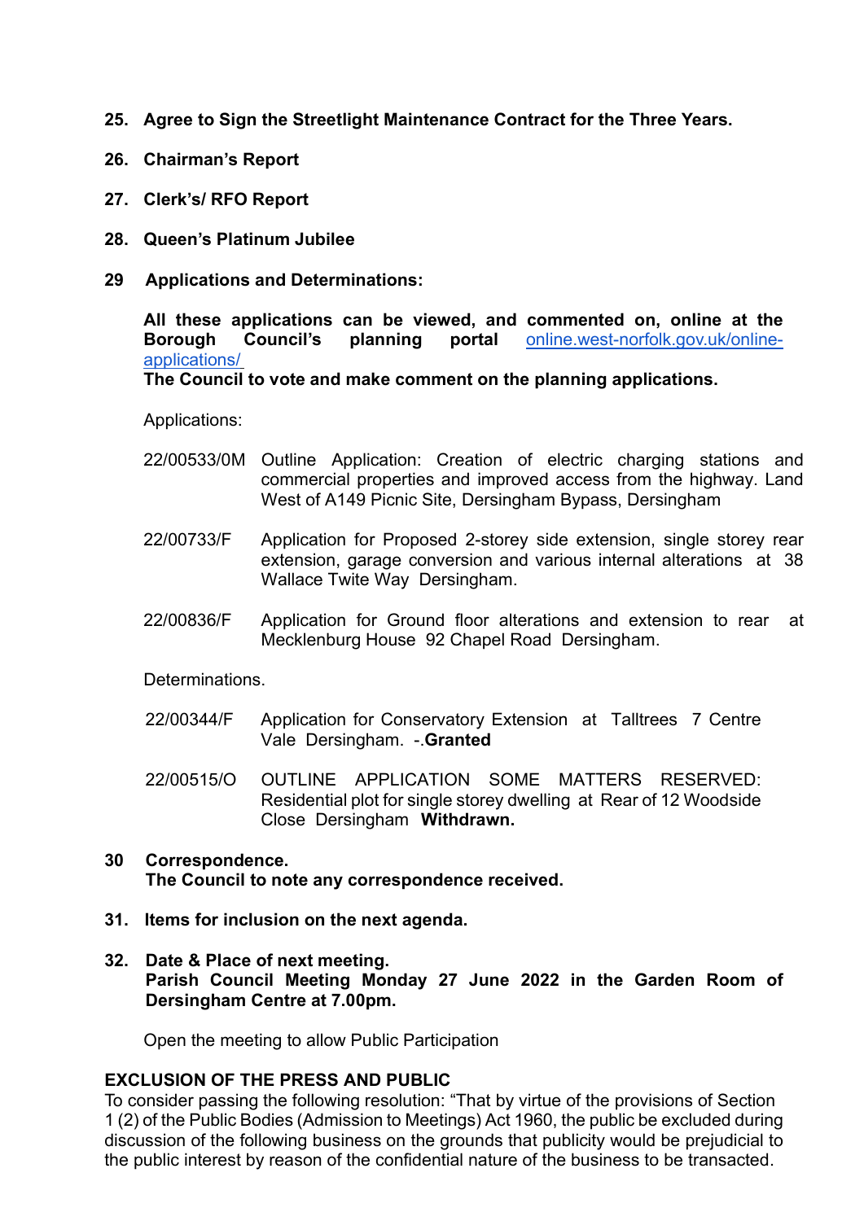**25. Agree to Sign the Streetlight Maintenance Contract for the Three Years.**

**26. Chairman's Report**

**27. Clerk's/ RFO Report**

**28. Queen's Platinum Jubilee**

**29 Applications and Determinations:**

**All these applications can be viewed, and commented on, online at the Borough Council's planning portal** online.west-norfolk.gov.uk/online-applications/
**The Council to vote and make comment on the planning applications.**

Applications:

22/00533/0M Outline Application: Creation of electric charging stations and commercial properties and improved access from the highway. Land West of A149 Picnic Site, Dersingham Bypass, Dersingham

22/00733/F Application for Proposed 2-storey side extension, single storey rear extension, garage conversion and various internal alterations at 38 Wallace Twite Way Dersingham.

22/00836/F Application for Ground floor alterations and extension to rear at Mecklenburg House 92 Chapel Road Dersingham.

Determinations.

22/00344/F Application for Conservatory Extension at Talltrees 7 Centre Vale Dersingham. -.**Granted**

22/00515/O OUTLINE APPLICATION SOME MATTERS RESERVED: Residential plot for single storey dwelling at Rear of 12 Woodside Close Dersingham **Withdrawn.**

**30 Correspondence.**
**The Council to note any correspondence received.**

**31. Items for inclusion on the next agenda.**

**32. Date & Place of next meeting.**
**Parish Council Meeting Monday 27 June 2022 in the Garden Room of Dersingham Centre at 7.00pm.**

Open the meeting to allow Public Participation

**EXCLUSION OF THE PRESS AND PUBLIC**

To consider passing the following resolution: "That by virtue of the provisions of Section 1 (2) of the Public Bodies (Admission to Meetings) Act 1960, the public be excluded during discussion of the following business on the grounds that publicity would be prejudicial to the public interest by reason of the confidential nature of the business to be transacted.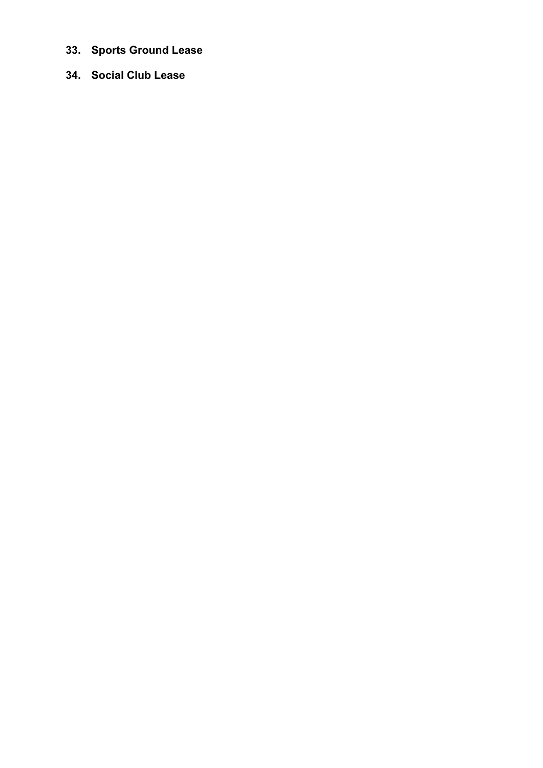**33. Sports Ground Lease**

**34. Social Club Lease**